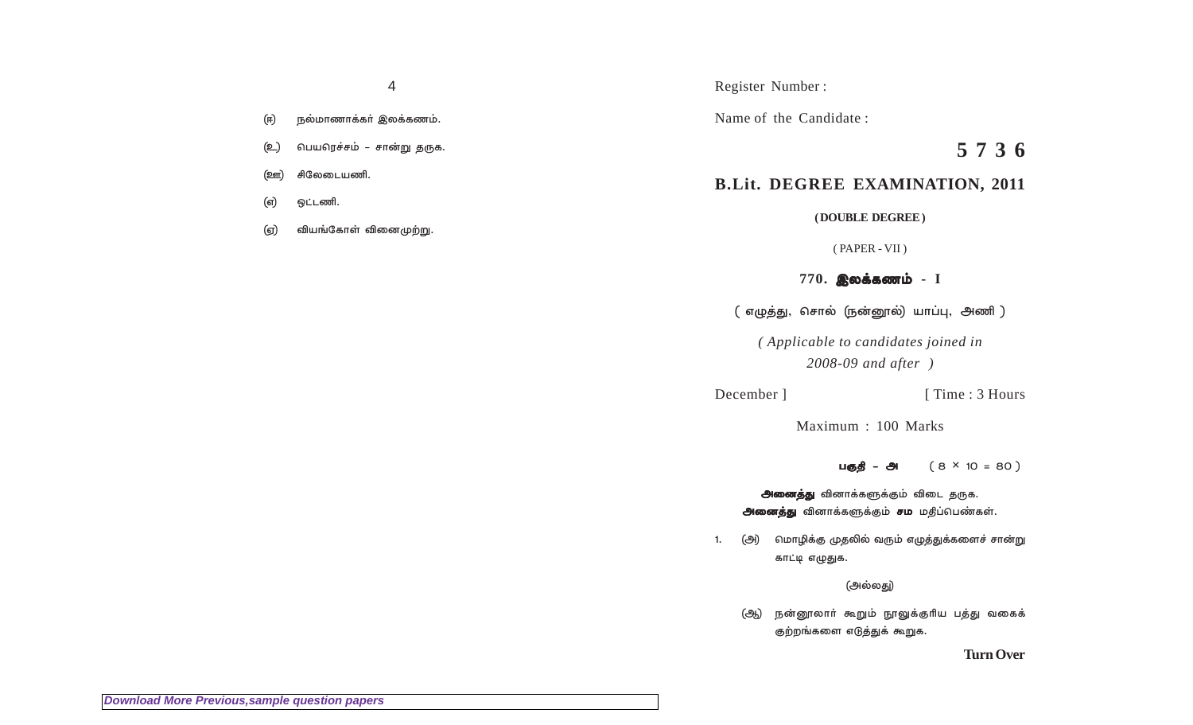(ஈ) நல்மாணாக்கர் இலக்கணம்.

(உ) பெயரெச்சம் – சான்று தருக.

(ஊ) சிலேடையணி.

(எ) ஒட்டணி.

(ஏ) வியங்கோள் வினைமுற்று.

Register Number :

Name of the Candidate :

**5 7 3 6**

## B.Lit. DEGREE EXAMINATION, 2011

**( DOUBLE DEGREE )**

( PAPER - VII )

### 770. இலக்கணம் - I

( எழுத்து, சொல் (நன்னூல்) யாப்பு, அணி )

*( Applicable to candidates joined in 2008-09 and after )*

December ] [ Time : 3 Hours

Maximum : 100 Marks

**பகுதி – அ** ( 8 × 10 = 80 )

**அனைத்து** வினாக்களுக்கும் விடை தருக.
**அனைத்து** வினாக்களுக்கும் **சம** மதிப்பெண்கள்.

1. (அ) மொழிக்கு முதலில் வரும் எழுத்துக்களைச் சான்று காட்டி எழுதுக.

(அல்லது)

(ஆ) நன்னூலார் கூறும் நூலுக்குரிய பத்து வகைக் குற்றங்களை எடுத்துக் கூறுக.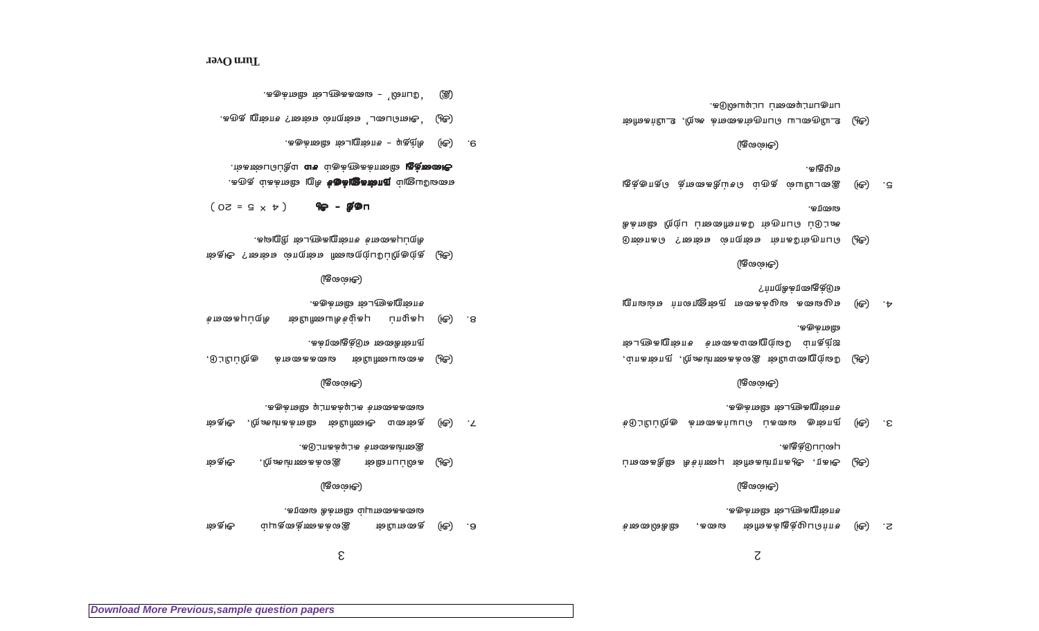2. (அ) காற்றுமாசுபடுத்திகளின் வகை, விளைவுகளைக் காரணிகளோடு விளக்குக.

(அல்லது)

(ஆ) அமில, அணுக்கதிர்வீச்சின் புகைமூட்டத் தீமைகளைப் பட்டியலிடுக.

3. (அ) நகர வளம் பேரிடர்களைக் குறைப்பதற்குச் சான்றுகளோடு விளக்குக.

(அல்லது)

(ஆ) பேரிடர் மேலாண்மையில் நிலச்சரிவு, நிலநடுக்கம், ஆழிப்பேரலை குறித்து விளக்குக.

4. (அ) எரிவாயு வளங்களை நாட்டின் எதிர்கால எரிசக்தியாக எவ்வாறு பயன்படுத்தலாம்?

(அல்லது)

(ஆ) பொருள் சேர்க்கைகள் என்றால் என்ன? அவற்றின் பொருட்கள் தயாரிப்பு பற்றி விளக்குக.

5. (அ) இந்தியாவில் உயிர்ப்பன்மையின் வேறுபாடுகளை எழுதுக.

(அல்லது)

(ஆ) உலகளாவிய வெப்பமயமாதல் காரணிகளை ஆய்வு, ஆய்விகளின் பாதிப்புகளைப் பட்டியலிடுக.

6. (அ) நகரங்களின் திடக்கழிவுகளின் வகைகளையும் அகற்றும் முறைகளையும் விவரி.

(அல்லது)

(ஆ) கதிரியக்க மாசுபாட்டின் அளவுகள், அதன் விளைவுகளைச் சுட்டிக்காட்டுக.

7. (அ) சுற்றுச்சூழல் சட்டங்களின் அவசியம், அதன் வகைகளைச் சுட்டிக்காட்டி விளக்குக.

(அல்லது)

(ஆ) சுற்றுச்சூழல் கல்வியின் முக்கியத்துவத்தை எடுத்துரைக்க.

8. (அ) பசுமைப் புரட்சியின் சுற்றுச்சூழல் தாக்கங்களை விளக்குக.

(அல்லது)

(ஆ) நீர்ப்பாசனத் திட்டங்களால் ஏற்படும் நிலச்சீரழிவு பற்றி விளக்குக.

## பகுதி - இ (4 × 5 = 20)

எவையேனும் **நான்கு** வினாக்களுக்குச் சிறு குறிப்பு வரைக.

**அனைத்து** வினாக்களுக்கும் **சம** மதிப்பெண்கள்.

9. (அ) தீர்வு - காரணங்கள் விளக்குக.

(ஆ) 'ஓசோன் படலம்' என்றால் என்ன? சுருக்கி எழுதுக.

(இ) 'உயிர்' - வகைகளைப் பற்றி விளக்குக.

**Turn Over**